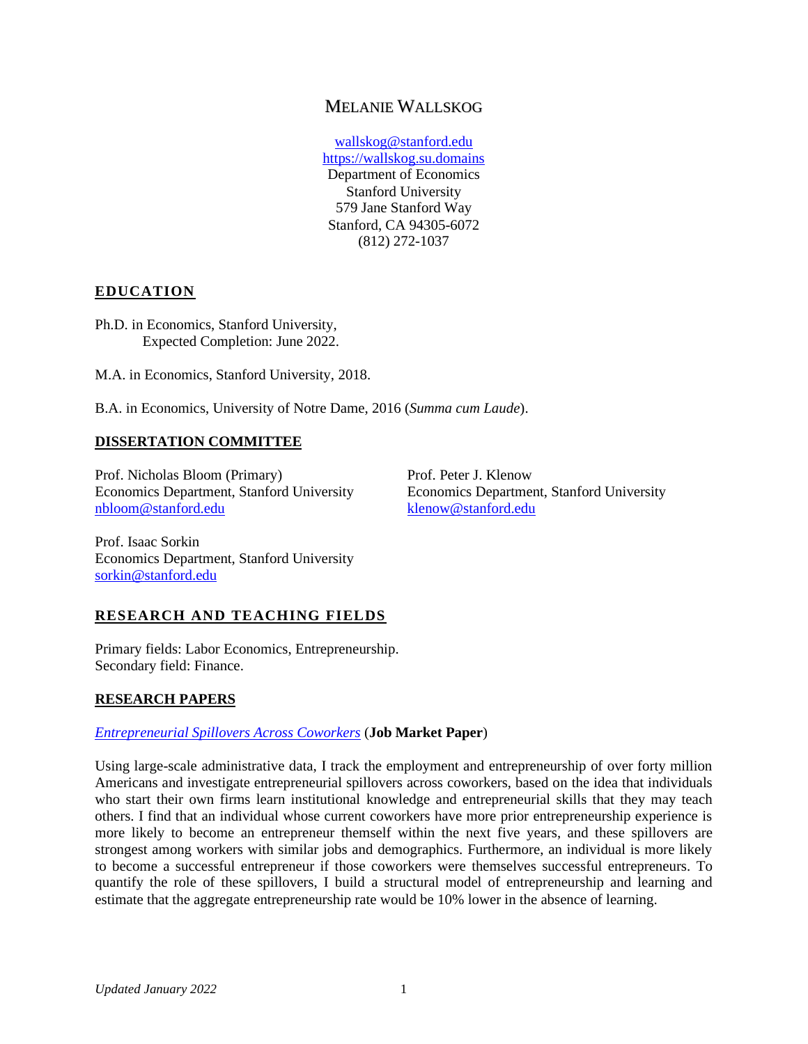# MELANIE WALLSKOG

wallskog@stanford.edu
https://wallskog.su.domains
Department of Economics
Stanford University
579 Jane Stanford Way
Stanford, CA 94305-6072
(812) 272-1037

## EDUCATION

Ph.D. in Economics, Stanford University,
Expected Completion: June 2022.

M.A. in Economics, Stanford University, 2018.

B.A. in Economics, University of Notre Dame, 2016 (*Summa cum Laude*).

## DISSERTATION COMMITTEE

Prof. Nicholas Bloom (Primary)
Economics Department, Stanford University
nbloom@stanford.edu

Prof. Peter J. Klenow
Economics Department, Stanford University
klenow@stanford.edu

Prof. Isaac Sorkin
Economics Department, Stanford University
sorkin@stanford.edu

## RESEARCH AND TEACHING FIELDS

Primary fields: Labor Economics, Entrepreneurship.
Secondary field: Finance.

## RESEARCH PAPERS

*Entrepreneurial Spillovers Across Coworkers* (**Job Market Paper**)

Using large-scale administrative data, I track the employment and entrepreneurship of over forty million Americans and investigate entrepreneurial spillovers across coworkers, based on the idea that individuals who start their own firms learn institutional knowledge and entrepreneurial skills that they may teach others. I find that an individual whose current coworkers have more prior entrepreneurship experience is more likely to become an entrepreneur themself within the next five years, and these spillovers are strongest among workers with similar jobs and demographics. Furthermore, an individual is more likely to become a successful entrepreneur if those coworkers were themselves successful entrepreneurs. To quantify the role of these spillovers, I build a structural model of entrepreneurship and learning and estimate that the aggregate entrepreneurship rate would be 10% lower in the absence of learning.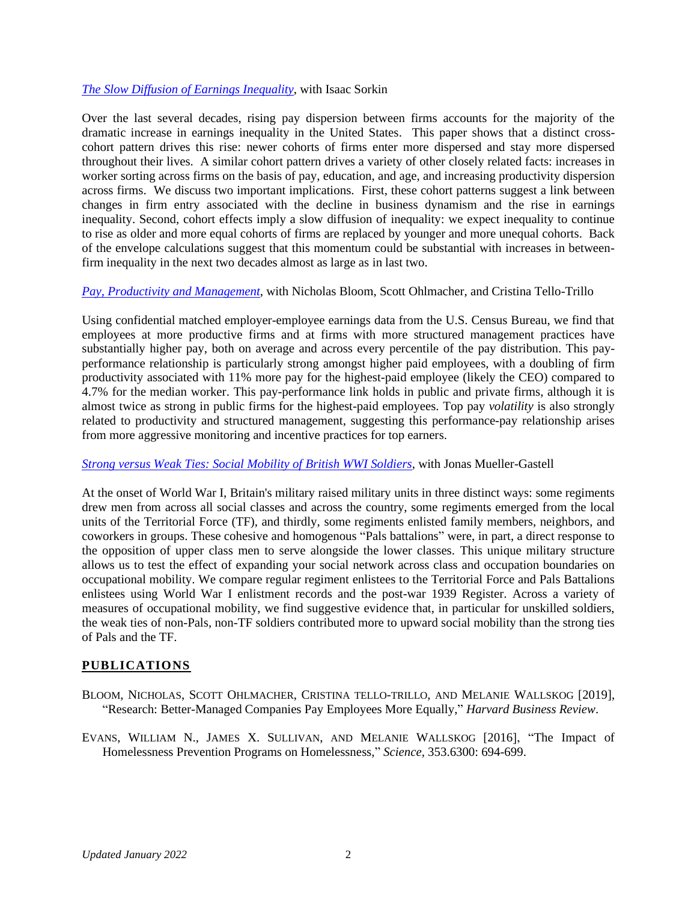[The Slow Diffusion of Earnings Inequality](), with Isaac Sorkin

Over the last several decades, rising pay dispersion between firms accounts for the majority of the dramatic increase in earnings inequality in the United States. This paper shows that a distinct cross-cohort pattern drives this rise: newer cohorts of firms enter more dispersed and stay more dispersed throughout their lives. A similar cohort pattern drives a variety of other closely related facts: increases in worker sorting across firms on the basis of pay, education, and age, and increasing productivity dispersion across firms. We discuss two important implications. First, these cohort patterns suggest a link between changes in firm entry associated with the decline in business dynamism and the rise in earnings inequality. Second, cohort effects imply a slow diffusion of inequality: we expect inequality to continue to rise as older and more equal cohorts of firms are replaced by younger and more unequal cohorts. Back of the envelope calculations suggest that this momentum could be substantial with increases in between-firm inequality in the next two decades almost as large as in last two.

[Pay, Productivity and Management](), with Nicholas Bloom, Scott Ohlmacher, and Cristina Tello-Trillo

Using confidential matched employer-employee earnings data from the U.S. Census Bureau, we find that employees at more productive firms and at firms with more structured management practices have substantially higher pay, both on average and across every percentile of the pay distribution. This pay-performance relationship is particularly strong amongst higher paid employees, with a doubling of firm productivity associated with 11% more pay for the highest-paid employee (likely the CEO) compared to 4.7% for the median worker. This pay-performance link holds in public and private firms, although it is almost twice as strong in public firms for the highest-paid employees. Top pay *volatility* is also strongly related to productivity and structured management, suggesting this performance-pay relationship arises from more aggressive monitoring and incentive practices for top earners.

[Strong versus Weak Ties: Social Mobility of British WWI Soldiers](), with Jonas Mueller-Gastell

At the onset of World War I, Britain's military raised military units in three distinct ways: some regiments drew men from across all social classes and across the country, some regiments emerged from the local units of the Territorial Force (TF), and thirdly, some regiments enlisted family members, neighbors, and coworkers in groups. These cohesive and homogenous "Pals battalions" were, in part, a direct response to the opposition of upper class men to serve alongside the lower classes. This unique military structure allows us to test the effect of expanding your social network across class and occupation boundaries on occupational mobility. We compare regular regiment enlistees to the Territorial Force and Pals Battalions enlistees using World War I enlistment records and the post-war 1939 Register. Across a variety of measures of occupational mobility, we find suggestive evidence that, in particular for unskilled soldiers, the weak ties of non-Pals, non-TF soldiers contributed more to upward social mobility than the strong ties of Pals and the TF.

## PUBLICATIONS

BLOOM, NICHOLAS, SCOTT OHLMACHER, CRISTINA TELLO-TRILLO, AND MELANIE WALLSKOG [2019], "Research: Better-Managed Companies Pay Employees More Equally," *Harvard Business Review*.

EVANS, WILLIAM N., JAMES X. SULLIVAN, AND MELANIE WALLSKOG [2016], "The Impact of Homelessness Prevention Programs on Homelessness," *Science*, 353.6300: 694-699.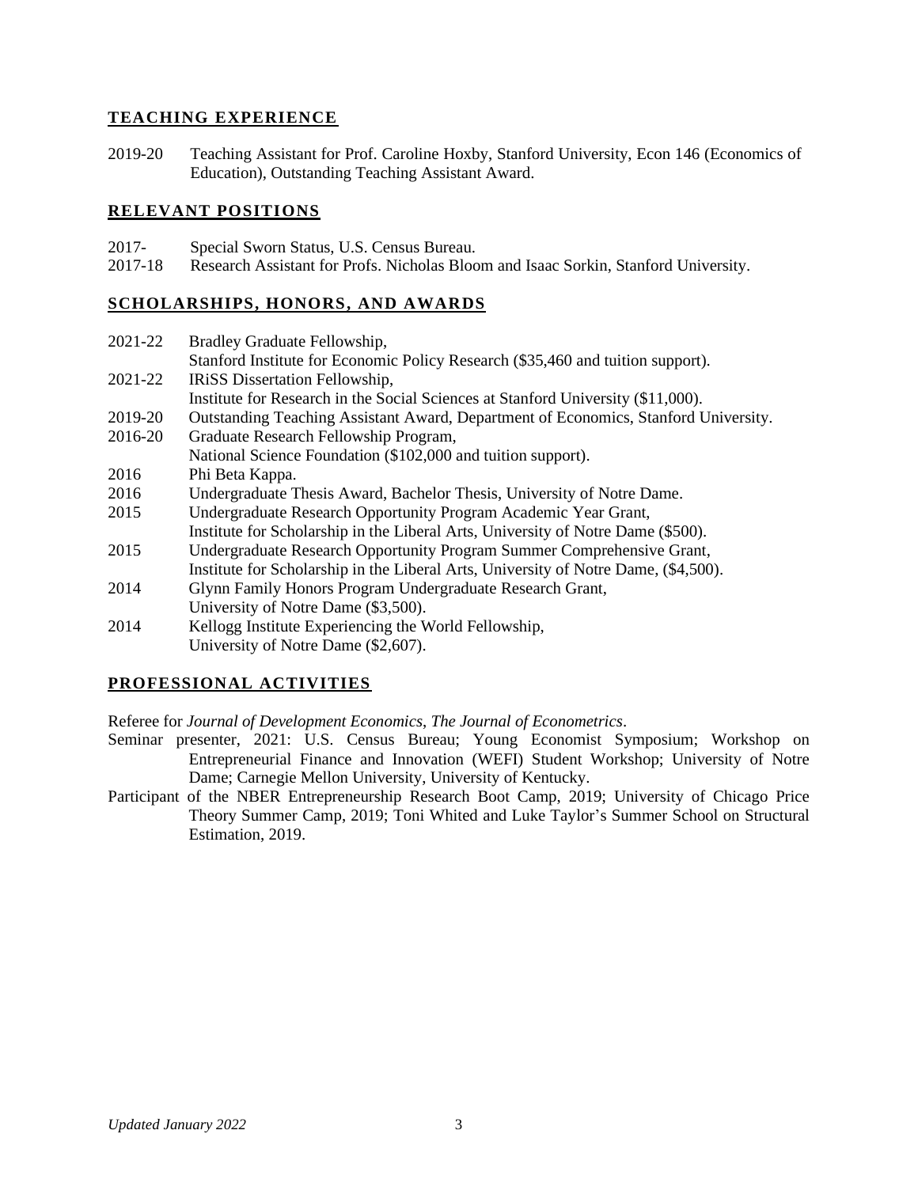## TEACHING EXPERIENCE

2019-20 Teaching Assistant for Prof. Caroline Hoxby, Stanford University, Econ 146 (Economics of Education), Outstanding Teaching Assistant Award.

## RELEVANT POSITIONS

2017- Special Sworn Status, U.S. Census Bureau.
2017-18 Research Assistant for Profs. Nicholas Bloom and Isaac Sorkin, Stanford University.

## SCHOLARSHIPS, HONORS, AND AWARDS

2021-22 Bradley Graduate Fellowship,
Stanford Institute for Economic Policy Research ($35,460 and tuition support).
2021-22 IRiSS Dissertation Fellowship,
Institute for Research in the Social Sciences at Stanford University ($11,000).
2019-20 Outstanding Teaching Assistant Award, Department of Economics, Stanford University.
2016-20 Graduate Research Fellowship Program,
National Science Foundation ($102,000 and tuition support).
2016 Phi Beta Kappa.
2016 Undergraduate Thesis Award, Bachelor Thesis, University of Notre Dame.
2015 Undergraduate Research Opportunity Program Academic Year Grant,
Institute for Scholarship in the Liberal Arts, University of Notre Dame ($500).
2015 Undergraduate Research Opportunity Program Summer Comprehensive Grant,
Institute for Scholarship in the Liberal Arts, University of Notre Dame, ($4,500).
2014 Glynn Family Honors Program Undergraduate Research Grant,
University of Notre Dame ($3,500).
2014 Kellogg Institute Experiencing the World Fellowship,
University of Notre Dame ($2,607).

## PROFESSIONAL ACTIVITIES

Referee for *Journal of Development Economics*, *The Journal of Econometrics*.

Seminar presenter, 2021: U.S. Census Bureau; Young Economist Symposium; Workshop on Entrepreneurial Finance and Innovation (WEFI) Student Workshop; University of Notre Dame; Carnegie Mellon University, University of Kentucky.

Participant of the NBER Entrepreneurship Research Boot Camp, 2019; University of Chicago Price Theory Summer Camp, 2019; Toni Whited and Luke Taylor's Summer School on Structural Estimation, 2019.

*Updated January 2022*